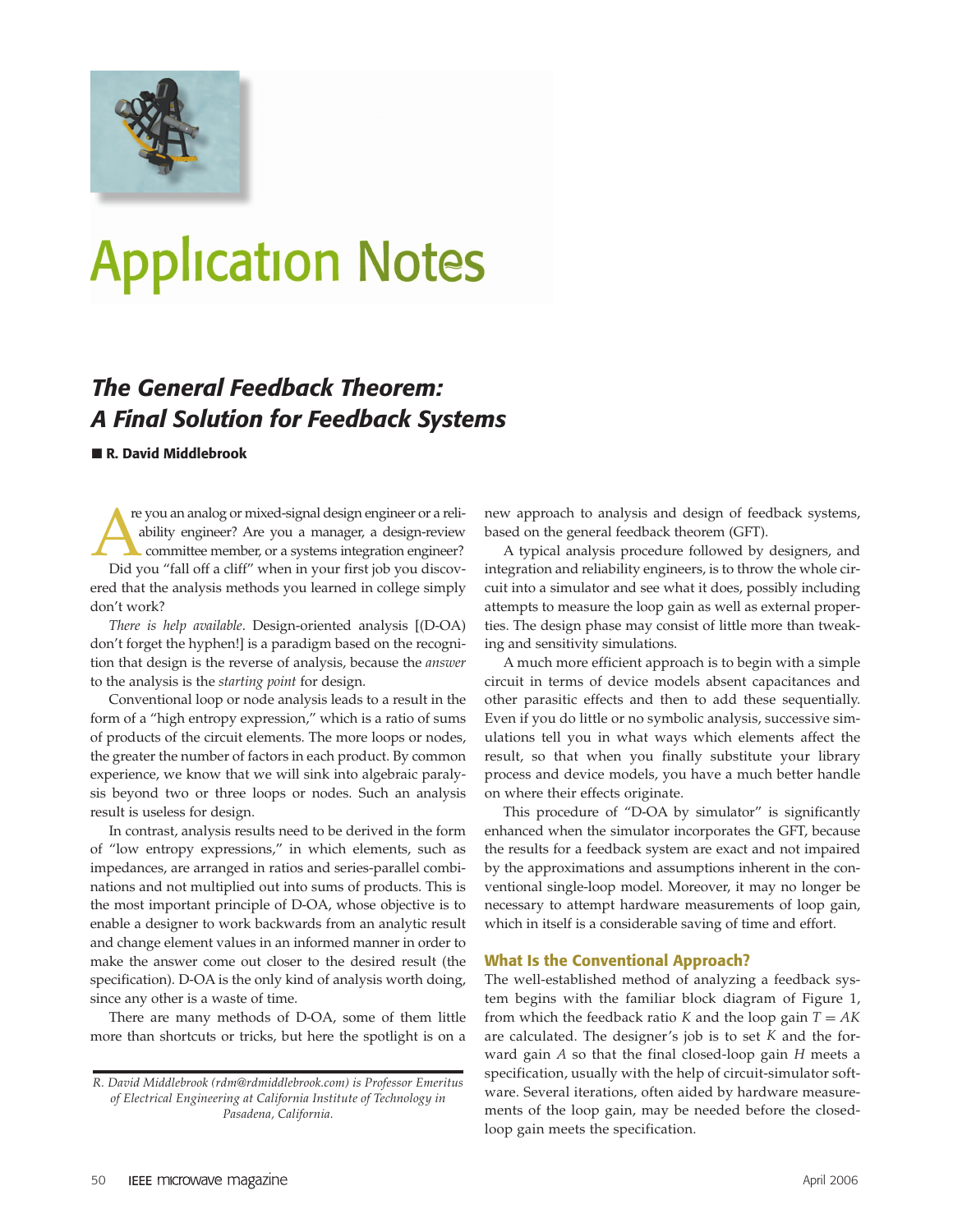# Application Notes

## *The General Feedback Theorem: A Final Solution for Feedback Systems*

**R. David Middlebrook**

Are you an analog or mixed-signal design engineer or a reliability engineer? Are you a manager, a design-review committee member, or a systems integration engineer? Did you "fall off a cliff" when in your first job you discovered that the analysis methods you learned in college simply don't work?

*There is help available*. Design-oriented analysis [(D-OA) don't forget the hyphen!] is a paradigm based on the recognition that design is the reverse of analysis, because the *answer* to the analysis is the *starting point* for design.

Conventional loop or node analysis leads to a result in the form of a "high entropy expression," which is a ratio of sums of products of the circuit elements. The more loops or nodes, the greater the number of factors in each product. By common experience, we know that we will sink into algebraic paralysis beyond two or three loops or nodes. Such an analysis result is useless for design.

In contrast, analysis results need to be derived in the form of "low entropy expressions," in which elements, such as impedances, are arranged in ratios and series-parallel combinations and not multiplied out into sums of products. This is the most important principle of D-OA, whose objective is to enable a designer to work backwards from an analytic result and change element values in an informed manner in order to make the answer come out closer to the desired result (the specification). D-OA is the only kind of analysis worth doing, since any other is a waste of time.

There are many methods of D-OA, some of them little more than shortcuts or tricks, but here the spotlight is on a new approach to analysis and design of feedback systems, based on the general feedback theorem (GFT).

A typical analysis procedure followed by designers, and integration and reliability engineers, is to throw the whole circuit into a simulator and see what it does, possibly including attempts to measure the loop gain as well as external properties. The design phase may consist of little more than tweaking and sensitivity simulations.

A much more efficient approach is to begin with a simple circuit in terms of device models absent capacitances and other parasitic effects and then to add these sequentially. Even if you do little or no symbolic analysis, successive simulations tell you in what ways which elements affect the result, so that when you finally substitute your library process and device models, you have a much better handle on where their effects originate.

This procedure of "D-OA by simulator" is significantly enhanced when the simulator incorporates the GFT, because the results for a feedback system are exact and not impaired by the approximations and assumptions inherent in the conventional single-loop model. Moreover, it may no longer be necessary to attempt hardware measurements of loop gain, which in itself is a considerable saving of time and effort.

### What Is the Conventional Approach?

The well-established method of analyzing a feedback system begins with the familiar block diagram of Figure 1, from which the feedback ratio $K$ and the loop gain $T = AK$ are calculated. The designer's job is to set $K$ and the forward gain $A$ so that the final closed-loop gain $H$ meets a specification, usually with the help of circuit-simulator software. Several iterations, often aided by hardware measurements of the loop gain, may be needed before the closed-loop gain meets the specification.

---

*R. David Middlebrook (rdm@rdmiddlebrook.com) is Professor Emeritus of Electrical Engineering at California Institute of Technology in Pasadena, California.*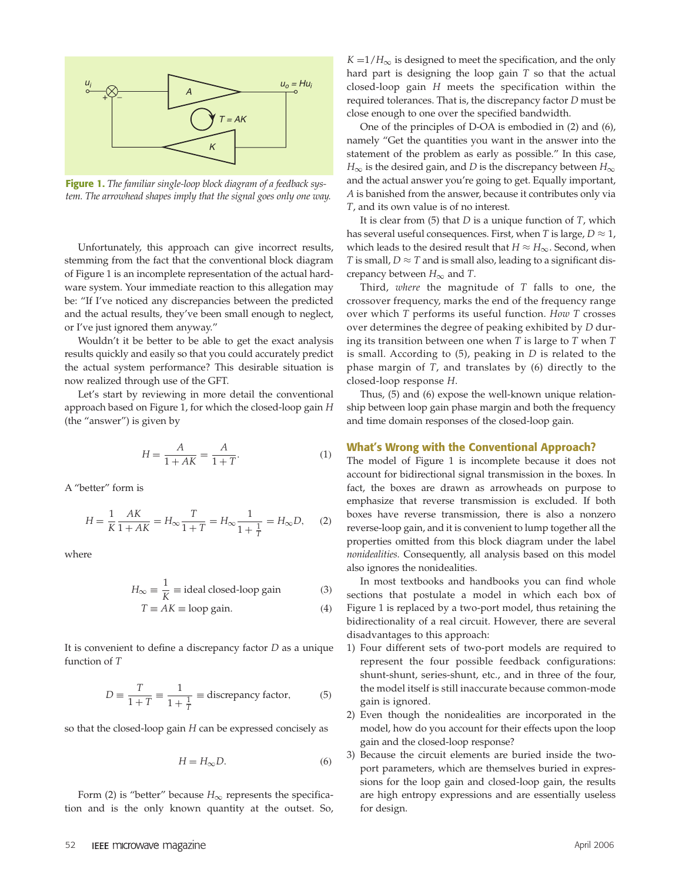**Figure 1.** *The familiar single-loop block diagram of a feedback system. The arrowhead shapes imply that the signal goes only one way.*

Unfortunately, this approach can give incorrect results, stemming from the fact that the conventional block diagram of Figure 1 is an incomplete representation of the actual hardware system. Your immediate reaction to this allegation may be: "If I've noticed any discrepancies between the predicted and the actual results, they've been small enough to neglect, or I've just ignored them anyway."

Wouldn't it be better to be able to get the exact analysis results quickly and easily so that you could accurately predict the actual system performance? This desirable situation is now realized through use of the GFT.

Let's start by reviewing in more detail the conventional approach based on Figure 1, for which the closed-loop gain $H$ (the "answer") is given by

$$H = \frac{A}{1+AK} = \frac{A}{1+T}. \tag{1}$$

A "better" form is

$$H = \frac{1}{K}\frac{AK}{1+AK} = H_\infty \frac{T}{1+T} = H_\infty \frac{1}{1+\frac{1}{T}} = H_\infty D, \tag{2}$$

where

$$H_\infty \equiv \frac{1}{K} \equiv \text{ideal closed-loop gain} \tag{3}$$

$$T \equiv AK \equiv \text{loop gain}. \tag{4}$$

It is convenient to define a discrepancy factor $D$ as a unique function of $T$

$$D \equiv \frac{T}{1+T} \equiv \frac{1}{1+\frac{1}{T}} \equiv \text{discrepancy factor}, \tag{5}$$

so that the closed-loop gain $H$ can be expressed concisely as

$$H = H_\infty D. \tag{6}$$

Form (2) is "better" because $H_\infty$ represents the specification and is the only known quantity at the outset. So, $K = 1/H_\infty$ is designed to meet the specification, and the only hard part is designing the loop gain $T$ so that the actual closed-loop gain $H$ meets the specification within the required tolerances. That is, the discrepancy factor $D$ must be close enough to one over the specified bandwidth.

One of the principles of D-OA is embodied in (2) and (6), namely "Get the quantities you want in the answer into the statement of the problem as early as possible." In this case, $H_\infty$ is the desired gain, and $D$ is the discrepancy between $H_\infty$ and the actual answer you're going to get. Equally important, $A$ is banished from the answer, because it contributes only via $T$, and its own value is of no interest.

It is clear from (5) that $D$ is a unique function of $T$, which has several useful consequences. First, when $T$ is large, $D \approx 1$, which leads to the desired result that $H \approx H_\infty$. Second, when $T$ is small, $D \approx T$ and is small also, leading to a significant discrepancy between $H_\infty$ and $T$.

Third, *where* the magnitude of $T$ falls to one, the crossover frequency, marks the end of the frequency range over which $T$ performs its useful function. *How* $T$ crosses over determines the degree of peaking exhibited by $D$ during its transition between one when $T$ is large to $T$ when $T$ is small. According to (5), peaking in $D$ is related to the phase margin of $T$, and translates by (6) directly to the closed-loop response $H$.

Thus, (5) and (6) expose the well-known unique relationship between loop gain phase margin and both the frequency and time domain responses of the closed-loop gain.

## What's Wrong with the Conventional Approach?

The model of Figure 1 is incomplete because it does not account for bidirectional signal transmission in the boxes. In fact, the boxes are drawn as arrowheads on purpose to emphasize that reverse transmission is excluded. If both boxes have reverse transmission, there is also a nonzero reverse-loop gain, and it is convenient to lump together all the properties omitted from this block diagram under the label *nonidealities.* Consequently, all analysis based on this model also ignores the nonidealities.

In most textbooks and handbooks you can find whole sections that postulate a model in which each box of Figure 1 is replaced by a two-port model, thus retaining the bidirectionality of a real circuit. However, there are several disadvantages to this approach:

1) Four different sets of two-port models are required to represent the four possible feedback configurations: shunt-shunt, series-shunt, etc., and in three of the four, the model itself is still inaccurate because common-mode gain is ignored.
2) Even though the nonidealities are incorporated in the model, how do you account for their effects upon the loop gain and the closed-loop response?
3) Because the circuit elements are buried inside the two-port parameters, which are themselves buried in expressions for the loop gain and closed-loop gain, the results are high entropy expressions and are essentially useless for design.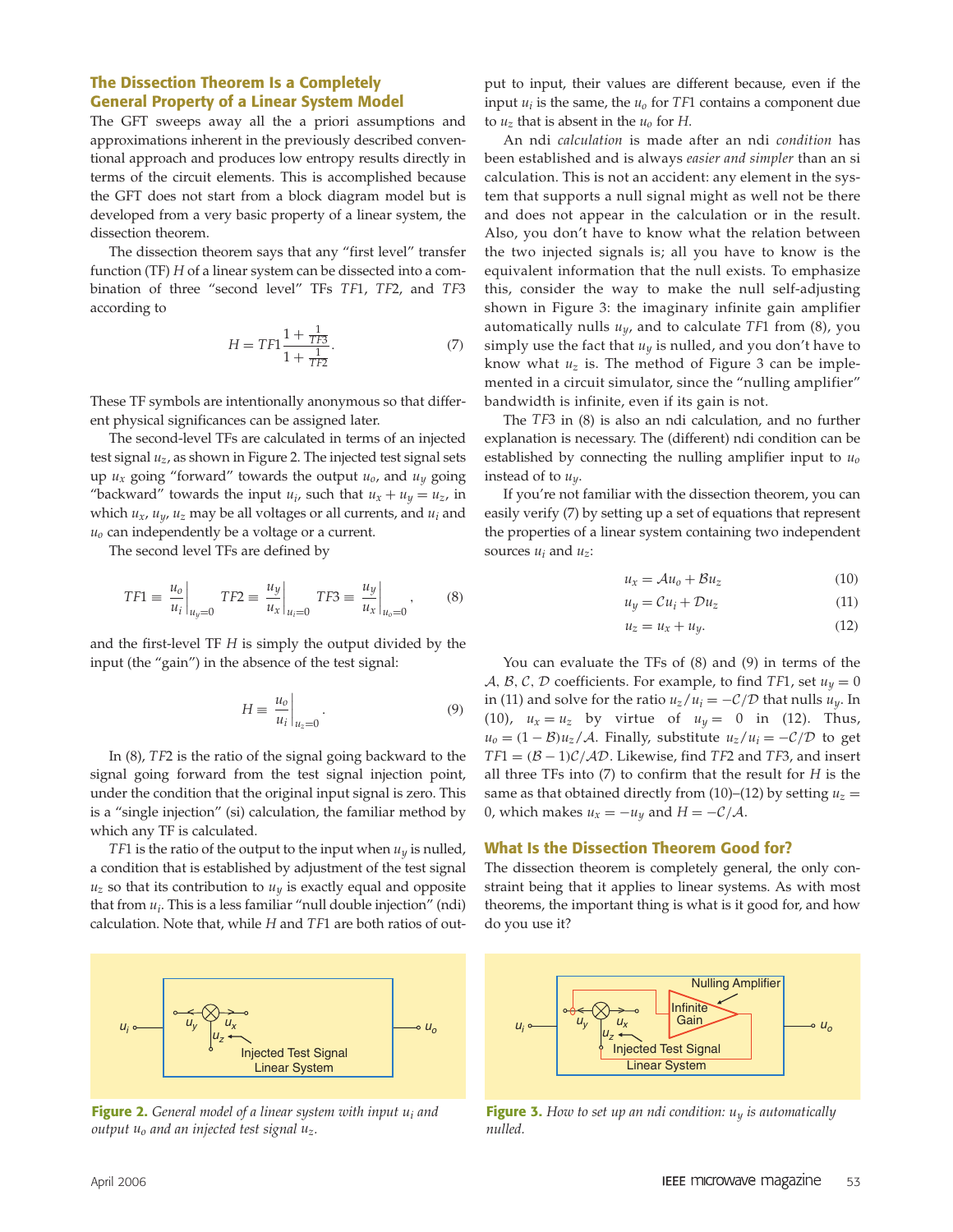## The Dissection Theorem Is a Completely General Property of a Linear System Model

The GFT sweeps away all the a priori assumptions and approximations inherent in the previously described conventional approach and produces low entropy results directly in terms of the circuit elements. This is accomplished because the GFT does not start from a block diagram model but is developed from a very basic property of a linear system, the dissection theorem.

The dissection theorem says that any "first level" transfer function (TF) $H$ of a linear system can be dissected into a combination of three "second level" TFs $TF1$, $TF2$, and $TF3$ according to

$$H = TF1 \frac{1 + \frac{1}{TF3}}{1 + \frac{1}{TF2}}. \tag{7}$$

These TF symbols are intentionally anonymous so that different physical significances can be assigned later.

The second-level TFs are calculated in terms of an injected test signal $u_z$, as shown in Figure 2. The injected test signal sets up $u_x$ going "forward" towards the output $u_o$, and $u_y$ going "backward" towards the input $u_i$, such that $u_x + u_y = u_z$, in which $u_x$, $u_y$, $u_z$ may be all voltages or all currents, and $u_i$ and $u_o$ can independently be a voltage or a current.

The second level TFs are defined by

$$TF1 \equiv \left.\frac{u_o}{u_i}\right|_{u_y=0} \quad TF2 \equiv \left.\frac{u_y}{u_x}\right|_{u_i=0} \quad TF3 \equiv \left.\frac{u_y}{u_x}\right|_{u_o=0}, \tag{8}$$

and the first-level TF $H$ is simply the output divided by the input (the "gain") in the absence of the test signal:

$$H \equiv \left.\frac{u_o}{u_i}\right|_{u_z=0}. \tag{9}$$

In (8), $TF2$ is the ratio of the signal going backward to the signal going forward from the test signal injection point, under the condition that the original input signal is zero. This is a "single injection" (si) calculation, the familiar method by which any TF is calculated.

$TF1$ is the ratio of the output to the input when $u_y$ is nulled, a condition that is established by adjustment of the test signal $u_z$ so that its contribution to $u_y$ is exactly equal and opposite that from $u_i$. This is a less familiar "null double injection" (ndi) calculation. Note that, while $H$ and $TF1$ are both ratios of output to input, their values are different because, even if the input $u_i$ is the same, the $u_o$ for $TF1$ contains a component due to $u_z$ that is absent in the $u_o$ for $H$.

An ndi *calculation* is made after an ndi *condition* has been established and is always *easier and simpler* than an si calculation. This is not an accident: any element in the system that supports a null signal might as well not be there and does not appear in the calculation or in the result. Also, you don't have to know what the relation between the two injected signals is; all you have to know is the equivalent information that the null exists. To emphasize this, consider the way to make the null self-adjusting shown in Figure 3: the imaginary infinite gain amplifier automatically nulls $u_y$, and to calculate $TF1$ from (8), you simply use the fact that $u_y$ is nulled, and you don't have to know what $u_z$ is. The method of Figure 3 can be implemented in a circuit simulator, since the "nulling amplifier" bandwidth is infinite, even if its gain is not.

The $TF3$ in (8) is also an ndi calculation, and no further explanation is necessary. The (different) ndi condition can be established by connecting the nulling amplifier input to $u_o$ instead of to $u_y$.

If you're not familiar with the dissection theorem, you can easily verify (7) by setting up a set of equations that represent the properties of a linear system containing two independent sources $u_i$ and $u_z$:

$$u_x = \mathcal{A}u_o + \mathcal{B}u_z \tag{10}$$

$$u_y = \mathcal{C}u_i + \mathcal{D}u_z \tag{11}$$

$$u_z = u_x + u_y. \tag{12}$$

You can evaluate the TFs of (8) and (9) in terms of the $\mathcal{A}$, $\mathcal{B}$, $\mathcal{C}$, $\mathcal{D}$ coefficients. For example, to find $TF1$, set $u_y = 0$ in (11) and solve for the ratio $u_z/u_i = -\mathcal{C}/\mathcal{D}$ that nulls $u_y$. In (10), $u_x = u_z$ by virtue of $u_y = 0$ in (12). Thus, $u_o = (1 - \mathcal{B})u_z/\mathcal{A}$. Finally, substitute $u_z/u_i = -\mathcal{C}/\mathcal{D}$ to get $TF1 = (\mathcal{B} - 1)\mathcal{C}/\mathcal{A}\mathcal{D}$. Likewise, find $TF2$ and $TF3$, and insert all three TFs into (7) to confirm that the result for $H$ is the same as that obtained directly from (10)–(12) by setting $u_z = 0$, which makes $u_x = -u_y$ and $H = -\mathcal{C}/\mathcal{A}$.

## What Is the Dissection Theorem Good for?

The dissection theorem is completely general, the only constraint being that it applies to linear systems. As with most theorems, the important thing is what is it good for, and how do you use it?

**Figure 2.** *General model of a linear system with input $u_i$ and output $u_o$ and an injected test signal $u_z$.*

**Figure 3.** *How to set up an ndi condition: $u_y$ is automatically nulled.*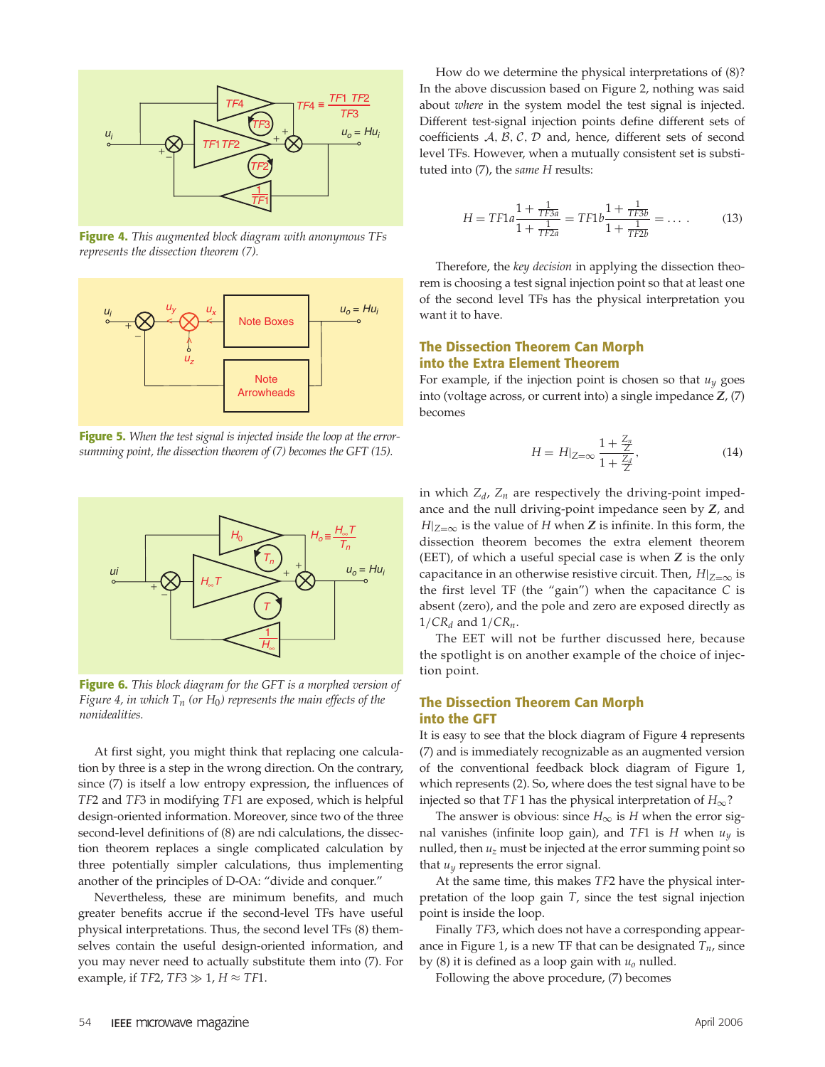Figure 4. *This augmented block diagram with anonymous TFs represents the dissection theorem (7).*

Figure 5. *When the test signal is injected inside the loop at the error-summing point, the dissection theorem of (7) becomes the GFT (15).*

Figure 6. *This block diagram for the GFT is a morphed version of Figure 4, in which $T_n$ (or $H_0$) represents the main effects of the nonidealities.*

At first sight, you might think that replacing one calculation by three is a step in the wrong direction. On the contrary, since (7) is itself a low entropy expression, the influences of $TF2$ and $TF3$ in modifying $TF1$ are exposed, which is helpful design-oriented information. Moreover, since two of the three second-level definitions of (8) are ndi calculations, the dissection theorem replaces a single complicated calculation by three potentially simpler calculations, thus implementing another of the principles of D-OA: "divide and conquer."

Nevertheless, these are minimum benefits, and much greater benefits accrue if the second-level TFs have useful physical interpretations. Thus, the second level TFs (8) themselves contain the useful design-oriented information, and you may never need to actually substitute them into (7). For example, if $TF2$, $TF3 \gg 1$, $H \approx TF1$.

How do we determine the physical interpretations of (8)? In the above discussion based on Figure 2, nothing was said about *where* in the system model the test signal is injected. Different test-signal injection points define different sets of coefficients $\mathcal{A}, \mathcal{B}, \mathcal{C}, \mathcal{D}$ and, hence, different sets of second level TFs. However, when a mutually consistent set is substituted into (7), the *same* $H$ results:

$$H = TF1a\frac{1+\frac{1}{TF3a}}{1+\frac{1}{TF2a}} = TF1b\frac{1+\frac{1}{TF3b}}{1+\frac{1}{TF2b}} = \ldots. \tag{13}$$

Therefore, the *key decision* in applying the dissection theorem is choosing a test signal injection point so that at least one of the second level TFs has the physical interpretation you want it to have.

## The Dissection Theorem Can Morph into the Extra Element Theorem

For example, if the injection point is chosen so that $u_y$ goes into (voltage across, or current into) a single impedance $\boldsymbol{Z}$, (7) becomes

$$H = H|_{Z=\infty}\frac{1+\frac{Z_n}{Z}}{1+\frac{Z_d}{Z}}, \tag{14}$$

in which $Z_d$, $Z_n$ are respectively the driving-point impedance and the null driving-point impedance seen by $\boldsymbol{Z}$, and $H|_{Z=\infty}$ is the value of $H$ when $\boldsymbol{Z}$ is infinite. In this form, the dissection theorem becomes the extra element theorem (EET), of which a useful special case is when $\boldsymbol{Z}$ is the only capacitance in an otherwise resistive circuit. Then, $H|_{Z=\infty}$ is the first level TF (the "gain") when the capacitance $C$ is absent (zero), and the pole and zero are exposed directly as $1/CR_d$ and $1/CR_n$.

The EET will not be further discussed here, because the spotlight is on another example of the choice of injection point.

## The Dissection Theorem Can Morph into the GFT

It is easy to see that the block diagram of Figure 4 represents (7) and is immediately recognizable as an augmented version of the conventional feedback block diagram of Figure 1, which represents (2). So, where does the test signal have to be injected so that $TF1$ has the physical interpretation of $H_\infty$?

The answer is obvious: since $H_\infty$ is $H$ when the error signal vanishes (infinite loop gain), and $TF1$ is $H$ when $u_y$ is nulled, then $u_z$ must be injected at the error summing point so that $u_y$ represents the error signal.

At the same time, this makes $TF2$ have the physical interpretation of the loop gain $T$, since the test signal injection point is inside the loop.

Finally $TF3$, which does not have a corresponding appearance in Figure 1, is a new TF that can be designated $T_n$, since by (8) it is defined as a loop gain with $u_o$ nulled.

Following the above procedure, (7) becomes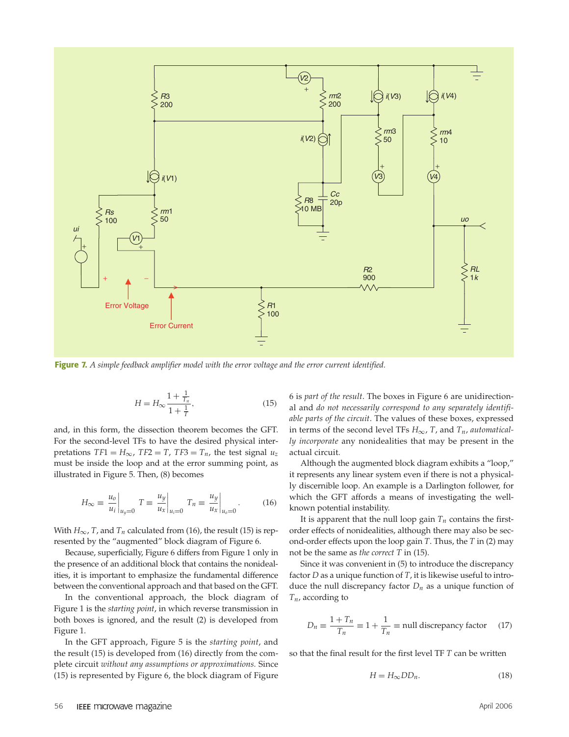**Figure 7.** *A simple feedback amplifier model with the error voltage and the error current identified.*

$$H = H_\infty \frac{1 + \frac{1}{T_n}}{1 + \frac{1}{T}}, \tag{15}$$

and, in this form, the dissection theorem becomes the GFT. For the second-level TFs to have the desired physical interpretations $TF1 = H_\infty$, $TF2 = T$, $TF3 = T_n$, the test signal $u_z$ must be inside the loop and at the error summing point, as illustrated in Figure 5. Then, (8) becomes

$$H_\infty \equiv \left.\frac{u_o}{u_i}\right|_{u_y=0} \quad T \equiv \left.\frac{u_y}{u_x}\right|_{u_i=0} \quad T_n \equiv \left.\frac{u_y}{u_x}\right|_{u_o=0}. \tag{16}$$

With $H_\infty$, $T$, and $T_n$ calculated from (16), the result (15) is represented by the "augmented" block diagram of Figure 6.

Because, superficially, Figure 6 differs from Figure 1 only in the presence of an additional block that contains the nonidealities, it is important to emphasize the fundamental difference between the conventional approach and that based on the GFT.

In the conventional approach, the block diagram of Figure 1 is the *starting point*, in which reverse transmission in both boxes is ignored, and the result (2) is developed from Figure 1.

In the GFT approach, Figure 5 is the *starting point*, and the result (15) is developed from (16) directly from the complete circuit *without any assumptions or approximations.* Since (15) is represented by Figure 6, the block diagram of Figure 6 is *part of the result*. The boxes in Figure 6 are unidirectional and *do not necessarily correspond to any separately identifiable parts of the circuit*. The values of these boxes, expressed in terms of the second level TFs $H_\infty$, $T$, and $T_n$, *automatically incorporate* any nonidealities that may be present in the actual circuit.

Although the augmented block diagram exhibits a "loop," it represents any linear system even if there is not a physically discernible loop. An example is a Darlington follower, for which the GFT affords a means of investigating the well-known potential instability.

It is apparent that the null loop gain $T_n$ contains the first-order effects of nonidealities, although there may also be second-order effects upon the loop gain $T$. Thus, the $T$ in (2) may not be the same as *the correct* $T$ in (15).

Since it was convenient in (5) to introduce the discrepancy factor $D$ as a unique function of $T$, it is likewise useful to introduce the null discrepancy factor $D_n$ as a unique function of $T_n$, according to

$$D_n \equiv \frac{1 + T_n}{T_n} \equiv 1 + \frac{1}{T_n} \equiv \text{null discrepancy factor} \tag{17}$$

so that the final result for the first level TF $T$ can be written

$$H = H_\infty D D_n. \tag{18}$$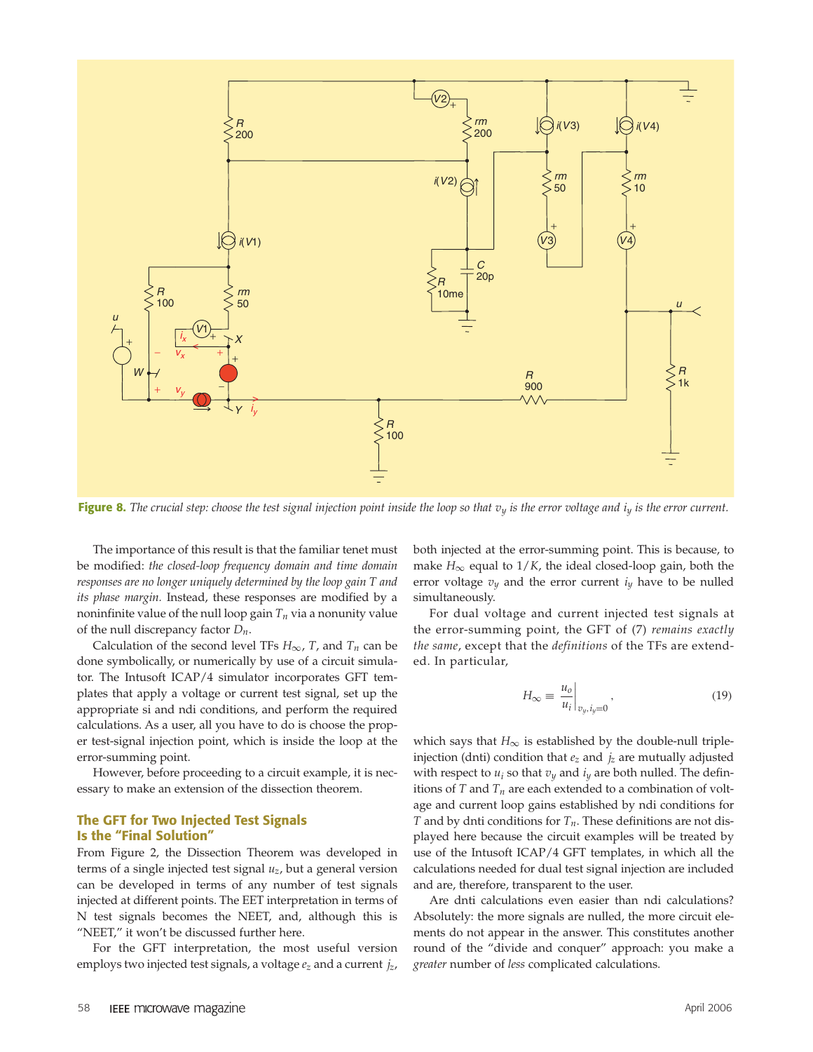**Figure 8.** *The crucial step: choose the test signal injection point inside the loop so that $v_y$ is the error voltage and $i_y$ is the error current.*

The importance of this result is that the familiar tenet must be modified: *the closed-loop frequency domain and time domain responses are no longer uniquely determined by the loop gain T and its phase margin.* Instead, these responses are modified by a noninfinite value of the null loop gain $T_n$ via a nonunity value of the null discrepancy factor $D_n$.

Calculation of the second level TFs $H_\infty$, $T$, and $T_n$ can be done symbolically, or numerically by use of a circuit simulator. The Intusoft ICAP/4 simulator incorporates GFT templates that apply a voltage or current test signal, set up the appropriate si and ndi conditions, and perform the required calculations. As a user, all you have to do is choose the proper test-signal injection point, which is inside the loop at the error-summing point.

However, before proceeding to a circuit example, it is necessary to make an extension of the dissection theorem.

### The GFT for Two Injected Test Signals Is the "Final Solution"

From Figure 2, the Dissection Theorem was developed in terms of a single injected test signal $u_z$, but a general version can be developed in terms of any number of test signals injected at different points. The EET interpretation in terms of N test signals becomes the NEET, and, although this is "NEET," it won't be discussed further here.

For the GFT interpretation, the most useful version employs two injected test signals, a voltage $e_z$ and a current $j_z$, both injected at the error-summing point. This is because, to make $H_\infty$ equal to $1/K$, the ideal closed-loop gain, both the error voltage $v_y$ and the error current $i_y$ have to be nulled simultaneously.

For dual voltage and current injected test signals at the error-summing point, the GFT of (7) *remains exactly the same*, except that the *definitions* of the TFs are extended. In particular,

$$H_\infty \equiv \left.\frac{u_o}{u_i}\right|_{v_y, i_y = 0}, \tag{19}$$

which says that $H_\infty$ is established by the double-null triple-injection (dnti) condition that $e_z$ and $j_z$ are mutually adjusted with respect to $u_i$ so that $v_y$ and $i_y$ are both nulled. The definitions of $T$ and $T_n$ are each extended to a combination of voltage and current loop gains established by ndi conditions for $T$ and by dnti conditions for $T_n$. These definitions are not displayed here because the circuit examples will be treated by use of the Intusoft ICAP/4 GFT templates, in which all the calculations needed for dual test signal injection are included and are, therefore, transparent to the user.

Are dnti calculations even easier than ndi calculations? Absolutely: the more signals are nulled, the more circuit elements do not appear in the answer. This constitutes another round of the "divide and conquer" approach: you make a *greater* number of *less* complicated calculations.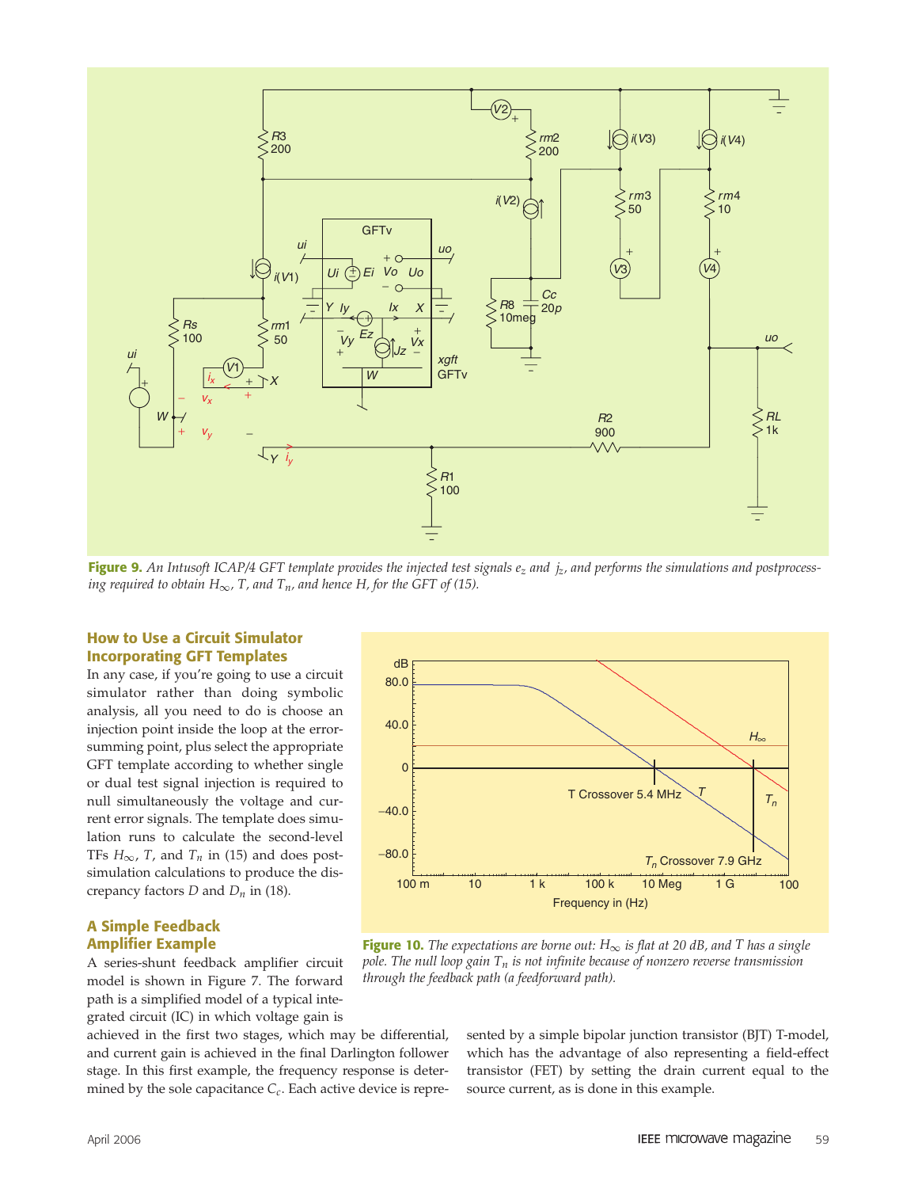**Figure 9.** *An Intusoft ICAP/4 GFT template provides the injected test signals $e_z$ and $j_z$, and performs the simulations and postprocessing required to obtain $H_\infty$, $T$, and $T_n$, and hence $H$, for the GFT of (15).*

**Figure 10.** *The expectations are borne out: $H_\infty$ is flat at 20 dB, and $T$ has a single pole. The null loop gain $T_n$ is not infinite because of nonzero reverse transmission through the feedback path (a feedforward path).*

## How to Use a Circuit Simulator Incorporating GFT Templates

In any case, if you're going to use a circuit simulator rather than doing symbolic analysis, all you need to do is choose an injection point inside the loop at the error-summing point, plus select the appropriate GFT template according to whether single or dual test signal injection is required to null simultaneously the voltage and current error signals. The template does simulation runs to calculate the second-level TFs $H_\infty$, $T$, and $T_n$ in (15) and does post-simulation calculations to produce the discrepancy factors $D$ and $D_n$ in (18).

## A Simple Feedback Amplifier Example

A series-shunt feedback amplifier circuit model is shown in Figure 7. The forward path is a simplified model of a typical integrated circuit (IC) in which voltage gain is achieved in the first two stages, which may be differential, and current gain is achieved in the final Darlington follower stage. In this first example, the frequency response is determined by the sole capacitance $C_c$. Each active device is represented by a simple bipolar junction transistor (BJT) T-model, which has the advantage of also representing a field-effect transistor (FET) by setting the drain current equal to the source current, as is done in this example.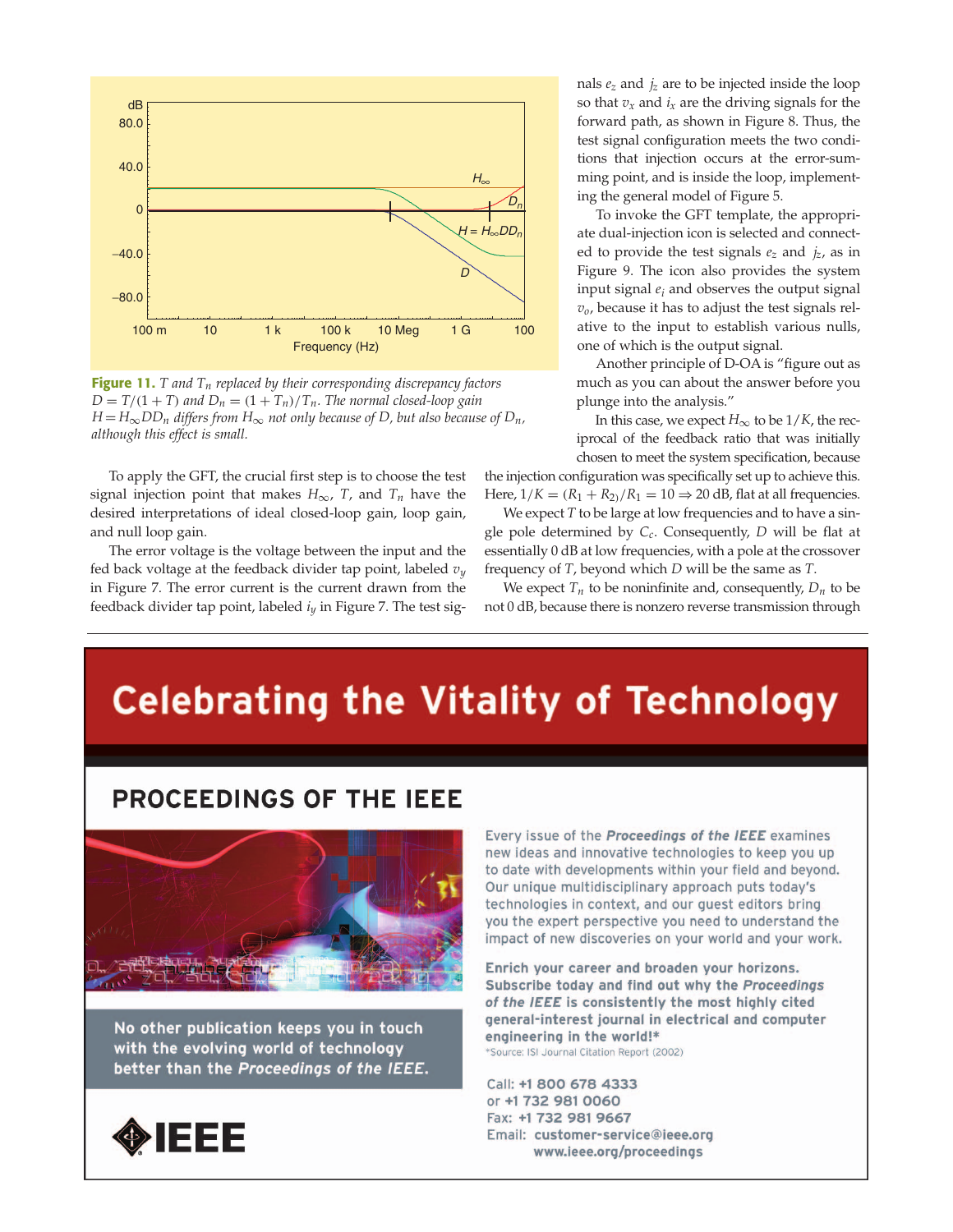**Figure 11.** *$T$ and $T_n$ replaced by their corresponding discrepancy factors $D = T/(1+T)$ and $D_n = (1+T_n)/T_n$. The normal closed-loop gain $H = H_\infty D D_n$ differs from $H_\infty$ not only because of $D$, but also because of $D_n$, although this effect is small.*

To apply the GFT, the crucial first step is to choose the test signal injection point that makes $H_\infty$, $T$, and $T_n$ have the desired interpretations of ideal closed-loop gain, loop gain, and null loop gain.

The error voltage is the voltage between the input and the fed back voltage at the feedback divider tap point, labeled $v_y$ in Figure 7. The error current is the current drawn from the feedback divider tap point, labeled $i_y$ in Figure 7. The test signals $e_z$ and $j_z$ are to be injected inside the loop so that $v_x$ and $i_x$ are the driving signals for the forward path, as shown in Figure 8. Thus, the test signal configuration meets the two conditions that injection occurs at the error-summing point, and is inside the loop, implementing the general model of Figure 5.

To invoke the GFT template, the appropriate dual-injection icon is selected and connected to provide the test signals $e_z$ and $j_z$, as in Figure 9. The icon also provides the system input signal $e_i$ and observes the output signal $v_o$, because it has to adjust the test signals relative to the input to establish various nulls, one of which is the output signal.

Another principle of D-OA is "figure out as much as you can about the answer before you plunge into the analysis."

In this case, we expect $H_\infty$ to be $1/K$, the reciprocal of the feedback ratio that was initially chosen to meet the system specification, because the injection configuration was specifically set up to achieve this. Here, $1/K = (R_1 + R_2)/R_1 = 10 \Rightarrow 20$ dB, flat at all frequencies.

We expect $T$ to be large at low frequencies and to have a single pole determined by $C_c$. Consequently, $D$ will be flat at essentially 0 dB at low frequencies, with a pole at the crossover frequency of $T$, beyond which $D$ will be the same as $T$.

We expect $T_n$ to be noninfinite and, consequently, $D_n$ to be not 0 dB, because there is nonzero reverse transmission through

# Celebrating the Vitality of Technology

## PROCEEDINGS OF THE IEEE

No other publication keeps you in touch with the evolving world of technology better than the *Proceedings of the IEEE*.

Every issue of the ***Proceedings of the IEEE*** examines new ideas and innovative technologies to keep you up to date with developments within your field and beyond. Our unique multidisciplinary approach puts today's technologies in context, and our guest editors bring you the expert perspective you need to understand the impact of new discoveries on your world and your work.

**Enrich your career and broaden your horizons. Subscribe today and find out why the *Proceedings of the IEEE* is consistently the most highly cited general-interest journal in electrical and computer engineering in the world!\***

\*Source: ISI Journal Citation Report (2002)

Call: **+1 800 678 4333**
or **+1 732 981 0060**
Fax: **+1 732 981 9667**
Email: **customer-service@ieee.org**
**www.ieee.org/proceedings**

IEEE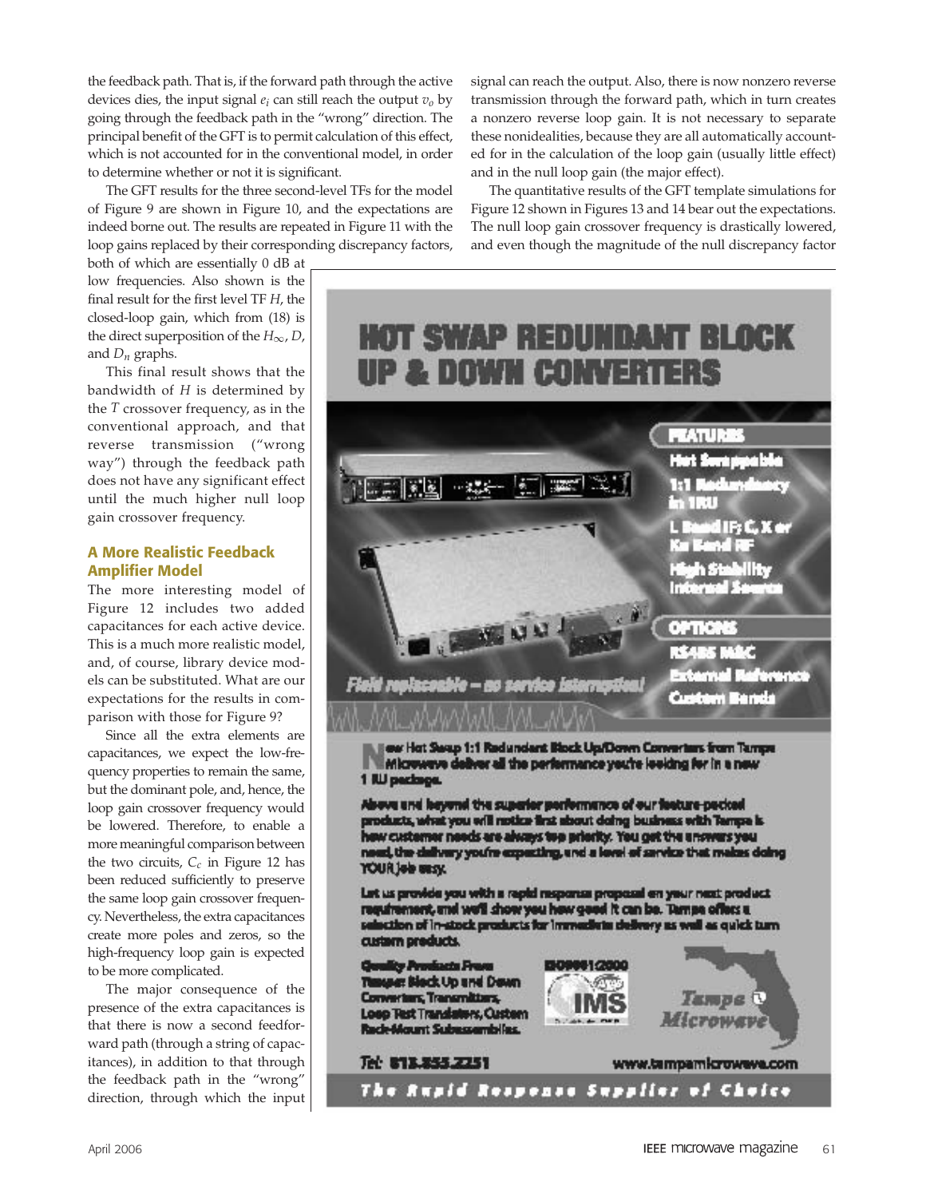the feedback path. That is, if the forward path through the active devices dies, the input signal $e_i$ can still reach the output $v_o$ by going through the feedback path in the "wrong" direction. The principal benefit of the GFT is to permit calculation of this effect, which is not accounted for in the conventional model, in order to determine whether or not it is significant.

The GFT results for the three second-level TFs for the model of Figure 9 are shown in Figure 10, and the expectations are indeed borne out. The results are repeated in Figure 11 with the loop gains replaced by their corresponding discrepancy factors, both of which are essentially 0 dB at low frequencies. Also shown is the final result for the first level TF $H$, the closed-loop gain, which from (18) is the direct superposition of the $H_\infty$, $D$, and $D_n$ graphs.

This final result shows that the bandwidth of $H$ is determined by the $T$ crossover frequency, as in the conventional approach, and that reverse transmission ("wrong way") through the feedback path does not have any significant effect until the much higher null loop gain crossover frequency.

## A More Realistic Feedback Amplifier Model

The more interesting model of Figure 12 includes two added capacitances for each active device. This is a much more realistic model, and, of course, library device models can be substituted. What are our expectations for the results in comparison with those for Figure 9?

Since all the extra elements are capacitances, we expect the low-frequency properties to remain the same, but the dominant pole, and, hence, the loop gain crossover frequency would be lowered. Therefore, to enable a more meaningful comparison between the two circuits, $C_c$ in Figure 12 has been reduced sufficiently to preserve the same loop gain crossover frequency. Nevertheless, the extra capacitances create more poles and zeros, so the high-frequency loop gain is expected to be more complicated.

The major consequence of the presence of the extra capacitances is that there is now a second feedforward path (through a string of capacitances), in addition to that through the feedback path in the "wrong" direction, through which the input signal can reach the output. Also, there is now nonzero reverse transmission through the forward path, which in turn creates a nonzero reverse loop gain. It is not necessary to separate these nonidealities, because they are all automatically accounted for in the calculation of the loop gain (usually little effect) and in the null loop gain (the major effect).

The quantitative results of the GFT template simulations for Figure 12 shown in Figures 13 and 14 bear out the expectations. The null loop gain crossover frequency is drastically lowered, and even though the magnitude of the null discrepancy factor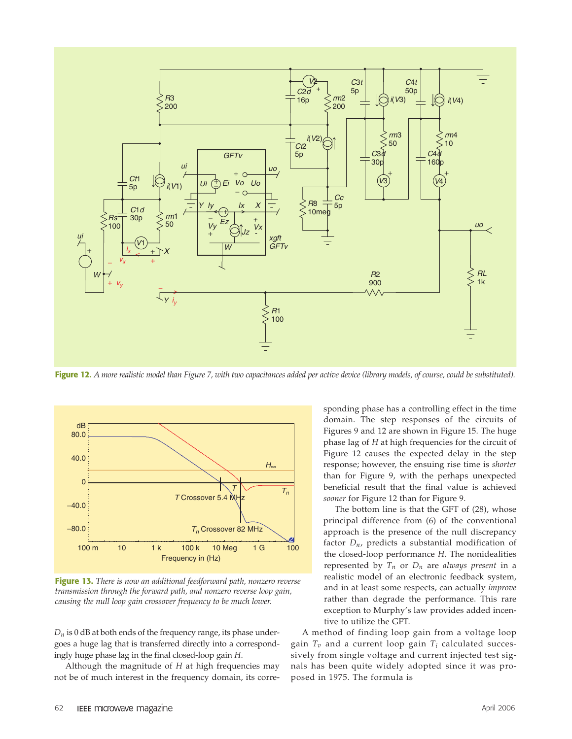**Figure 12.** *A more realistic model than Figure 7, with two capacitances added per active device (library models, of course, could be substituted).*

**Figure 13.** *There is now an additional feedforward path, nonzero reverse transmission through the forward path, and nonzero reverse loop gain, causing the null loop gain crossover frequency to be much lower.*

$D_n$ is 0 dB at both ends of the frequency range, its phase undergoes a huge lag that is transferred directly into a correspondingly huge phase lag in the final closed-loop gain $H$.

Although the magnitude of $H$ at high frequencies may not be of much interest in the frequency domain, its corresponding phase has a controlling effect in the time domain. The step responses of the circuits of Figures 9 and 12 are shown in Figure 15. The huge phase lag of $H$ at high frequencies for the circuit of Figure 12 causes the expected delay in the step response; however, the ensuing rise time is *shorter* than for Figure 9, with the perhaps unexpected beneficial result that the final value is achieved *sooner* for Figure 12 than for Figure 9.

The bottom line is that the GFT of (28), whose principal difference from (6) of the conventional approach is the presence of the null discrepancy factor $D_n$, predicts a substantial modification of the closed-loop performance $H$. The nonidealities represented by $T_n$ or $D_n$ are *always present* in a realistic model of an electronic feedback system, and in at least some respects, can actually *improve* rather than degrade the performance. This rare exception to Murphy's law provides added incentive to utilize the GFT.

A method of finding loop gain from a voltage loop gain $T_v$ and a current loop gain $T_i$ calculated successively from single voltage and current injected test signals has been quite widely adopted since it was proposed in 1975. The formula is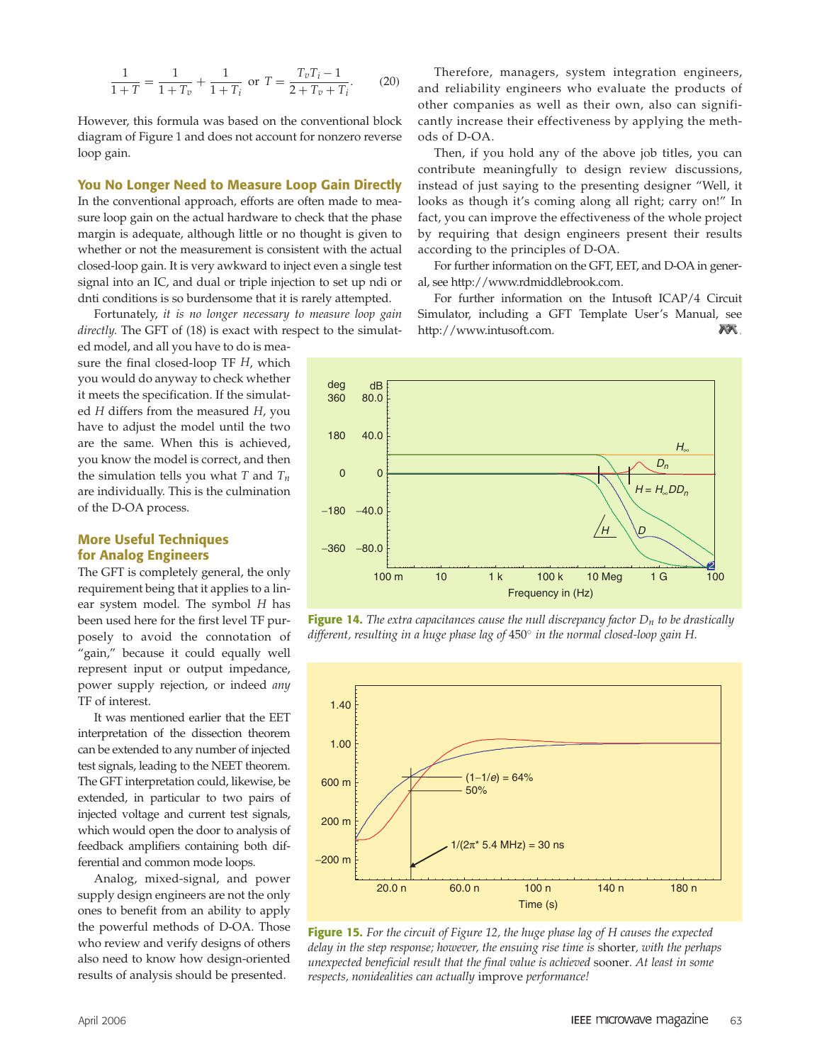$$\frac{1}{1+T} = \frac{1}{1+T_v} + \frac{1}{1+T_i} \text{ or } T = \frac{T_v T_i - 1}{2 + T_v + T_i}. \quad (20)$$

However, this formula was based on the conventional block diagram of Figure 1 and does not account for nonzero reverse loop gain.

## You No Longer Need to Measure Loop Gain Directly

In the conventional approach, efforts are often made to measure loop gain on the actual hardware to check that the phase margin is adequate, although little or no thought is given to whether or not the measurement is consistent with the actual closed-loop gain. It is very awkward to inject even a single test signal into an IC, and dual or triple injection to set up ndi or dnti conditions is so burdensome that it is rarely attempted.

Fortunately, *it is no longer necessary to measure loop gain directly.* The GFT of (18) is exact with respect to the simulated model, and all you have to do is measure the final closed-loop TF $H$, which you would do anyway to check whether it meets the specification. If the simulated $H$ differs from the measured $H$, you have to adjust the model until the two are the same. When this is achieved, you know the model is correct, and then the simulation tells you what $T$ and $T_n$ are individually. This is the culmination of the D-OA process.

## More Useful Techniques for Analog Engineers

The GFT is completely general, the only requirement being that it applies to a linear system model. The symbol $H$ has been used here for the first level TF purposely to avoid the connotation of "gain," because it could equally well represent input or output impedance, power supply rejection, or indeed *any* TF of interest.

It was mentioned earlier that the EET interpretation of the dissection theorem can be extended to any number of injected test signals, leading to the NEET theorem. The GFT interpretation could, likewise, be extended, in particular to two pairs of injected voltage and current test signals, which would open the door to analysis of feedback amplifiers containing both differential and common mode loops.

Analog, mixed-signal, and power supply design engineers are not the only ones to benefit from an ability to apply the powerful methods of D-OA. Those who review and verify designs of others also need to know how design-oriented results of analysis should be presented.

Therefore, managers, system integration engineers, and reliability engineers who evaluate the products of other companies as well as their own, also can significantly increase their effectiveness by applying the methods of D-OA.

Then, if you hold any of the above job titles, you can contribute meaningfully to design review discussions, instead of just saying to the presenting designer "Well, it looks as though it's coming along all right; carry on!" In fact, you can improve the effectiveness of the whole project by requiring that design engineers present their results according to the principles of D-OA.

For further information on the GFT, EET, and D-OA in general, see http://www.rdmiddlebrook.com.

For further information on the Intusoft ICAP/4 Circuit Simulator, including a GFT Template User's Manual, see http://www.intusoft.com.

deg dB
360 80.0
180 40.0
0 0
−180 −40.0
−360 −80.0
100 m 10 1 k 100 k 10 Meg 1 G 100
Frequency in (Hz)
$H_\infty$
$D_n$
$H = H_\infty D D_n$
$\angle H$
$D$

**Figure 14.** *The extra capacitances cause the null discrepancy factor $D_n$ to be drastically different, resulting in a huge phase lag of 450° in the normal closed-loop gain $H$.*

1.40
1.00
600 m
200 m
−200 m
20.0 n 60.0 n 100 n 140 n 180 n
Time (s)
(1−1/e) = 64%
50%
1/(2π* 5.4 MHz) = 30 ns

**Figure 15.** *For the circuit of Figure 12, the huge phase lag of $H$ causes the expected delay in the step response; however, the ensuing rise time is* shorter, *with the perhaps unexpected beneficial result that the final value is achieved* sooner. *At least in some respects, nonidealities can actually* improve *performance!*